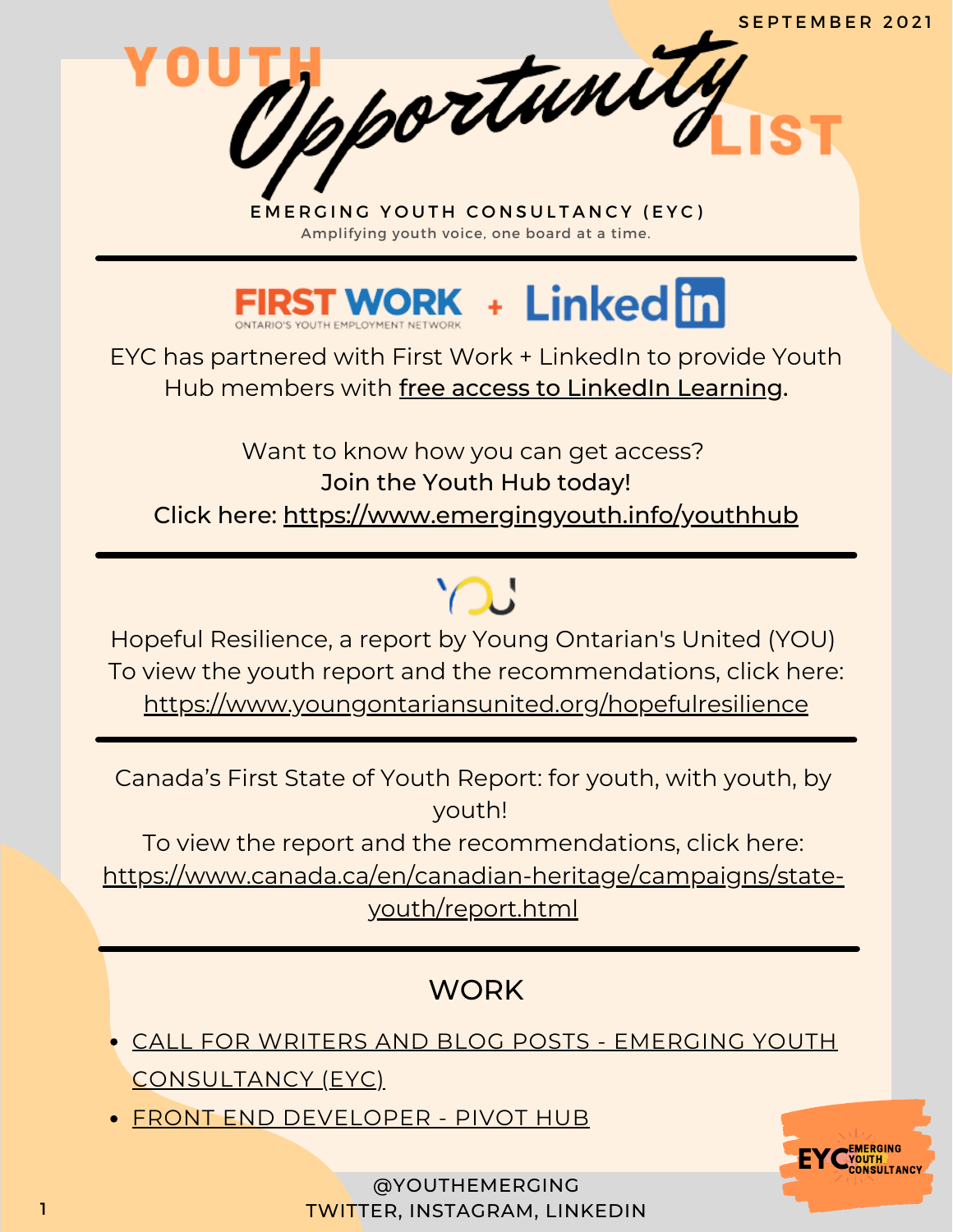SEPTEMBER 2021

# YOUTH *Opportunity* LIST

EMERGING YOUTH CONSULTANCY (EYC)

Amplifying youth voice, one board at a time.

---

FIRST WORK + LinkedIn

EYC has partnered with First Work + LinkedIn to provide Youth Hub members with free access to LinkedIn Learning.

Want to know how you can get access?

**Join the Youth Hub today!**

Click here: https://www.emergingyouth.info/youthhub

---

Hopeful Resilience, a report by Young Ontarian's United (YOU)

To view the youth report and the recommendations, click here: https://www.youngontariansunited.org/hopefulresilience

---

Canada's First State of Youth Report: for youth, with youth, by youth!

To view the report and the recommendations, click here: https://www.canada.ca/en/canadian-heritage/campaigns/state-youth/report.html

---

## WORK

- CALL FOR WRITERS AND BLOG POSTS - EMERGING YOUTH CONSULTANCY (EYC)
- FRONT END DEVELOPER - PIVOT HUB

@YOUTHEMERGING

TWITTER, INSTAGRAM, LINKEDIN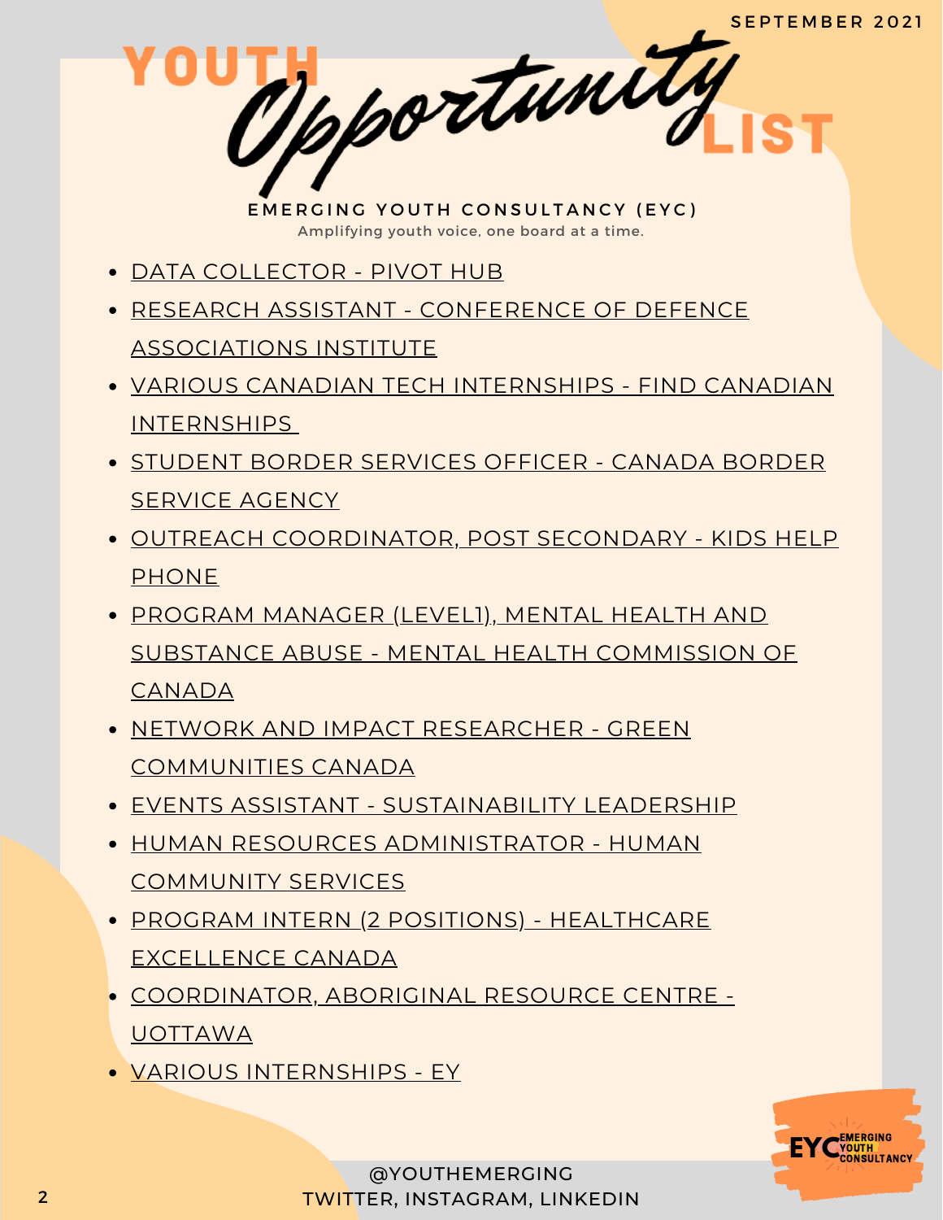SEPTEMBER 2021

# YOUTH *Opportunity* LIST

**EMERGING YOUTH CONSULTANCY (EYC)**

Amplifying youth voice, one board at a time.

- DATA COLLECTOR - PIVOT HUB
- RESEARCH ASSISTANT - CONFERENCE OF DEFENCE ASSOCIATIONS INSTITUTE
- VARIOUS CANADIAN TECH INTERNSHIPS - FIND CANADIAN INTERNSHIPS
- STUDENT BORDER SERVICES OFFICER - CANADA BORDER SERVICE AGENCY
- OUTREACH COORDINATOR, POST SECONDARY - KIDS HELP PHONE
- PROGRAM MANAGER (LEVEL1), MENTAL HEALTH AND SUBSTANCE ABUSE - MENTAL HEALTH COMMISSION OF CANADA
- NETWORK AND IMPACT RESEARCHER - GREEN COMMUNITIES CANADA
- EVENTS ASSISTANT - SUSTAINABILITY LEADERSHIP
- HUMAN RESOURCES ADMINISTRATOR - HUMAN COMMUNITY SERVICES
- PROGRAM INTERN (2 POSITIONS) - HEALTHCARE EXCELLENCE CANADA
- COORDINATOR, ABORIGINAL RESOURCE CENTRE - UOTTAWA
- VARIOUS INTERNSHIPS - EY

EYC EMERGING YOUTH CONSULTANCY

@YOUTHEMERGING
TWITTER, INSTAGRAM, LINKEDIN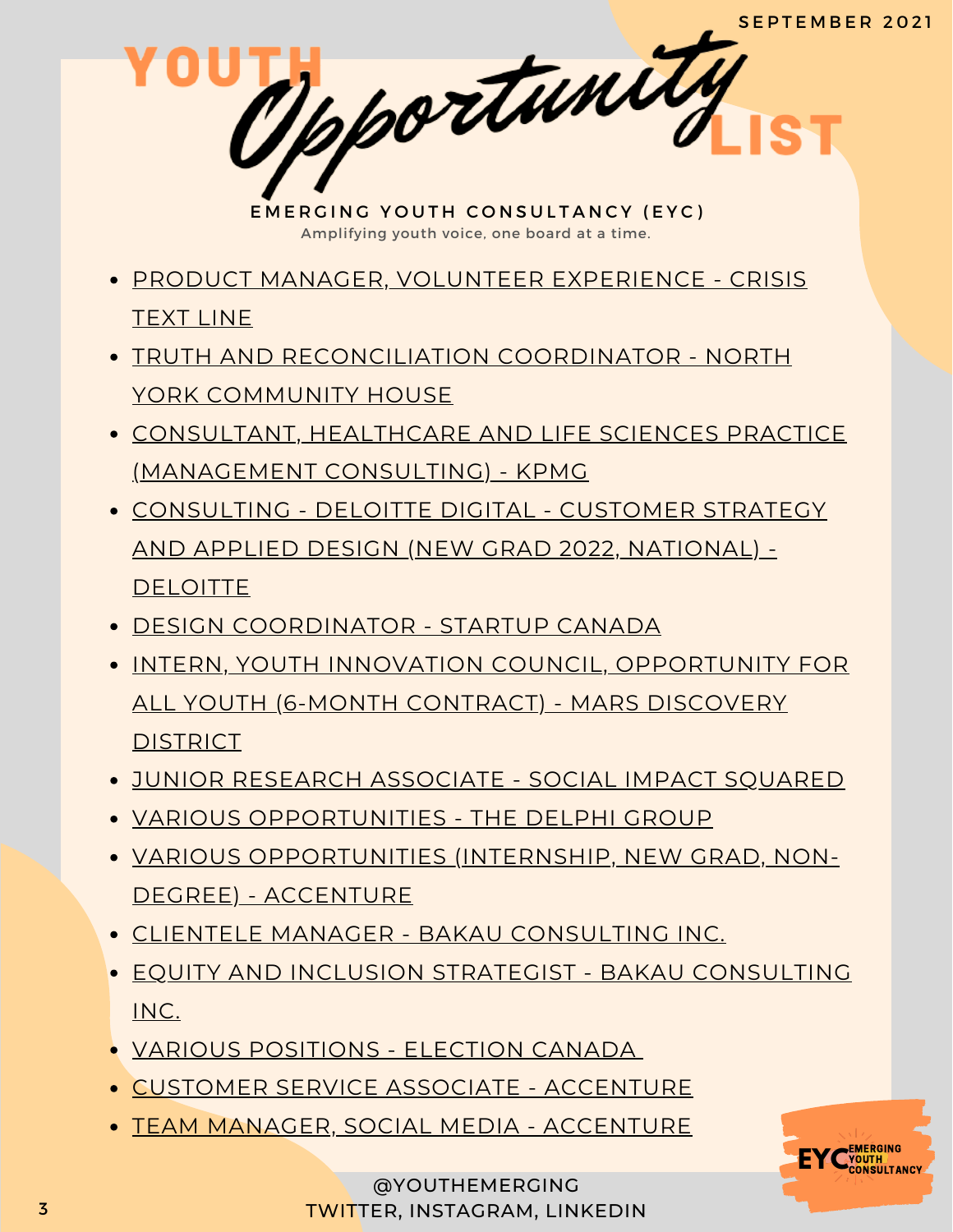SEPTEMBER 2021

# YOUTH *Opportunity* LIST

**EMERGING YOUTH CONSULTANCY (EYC)**

Amplifying youth voice, one board at a time.

- PRODUCT MANAGER, VOLUNTEER EXPERIENCE - CRISIS TEXT LINE
- TRUTH AND RECONCILIATION COORDINATOR - NORTH YORK COMMUNITY HOUSE
- CONSULTANT, HEALTHCARE AND LIFE SCIENCES PRACTICE (MANAGEMENT CONSULTING) - KPMG
- CONSULTING - DELOITTE DIGITAL - CUSTOMER STRATEGY AND APPLIED DESIGN (NEW GRAD 2022, NATIONAL) - DELOITTE
- DESIGN COORDINATOR - STARTUP CANADA
- INTERN, YOUTH INNOVATION COUNCIL, OPPORTUNITY FOR ALL YOUTH (6-MONTH CONTRACT) - MARS DISCOVERY DISTRICT
- JUNIOR RESEARCH ASSOCIATE - SOCIAL IMPACT SQUARED
- VARIOUS OPPORTUNITIES - THE DELPHI GROUP
- VARIOUS OPPORTUNITIES (INTERNSHIP, NEW GRAD, NON-DEGREE) - ACCENTURE
- CLIENTELE MANAGER - BAKAU CONSULTING INC.
- EQUITY AND INCLUSION STRATEGIST - BAKAU CONSULTING INC.
- VARIOUS POSITIONS - ELECTION CANADA
- CUSTOMER SERVICE ASSOCIATE - ACCENTURE
- TEAM MANAGER, SOCIAL MEDIA - ACCENTURE

@YOUTHEMERGING
TWITTER, INSTAGRAM, LINKEDIN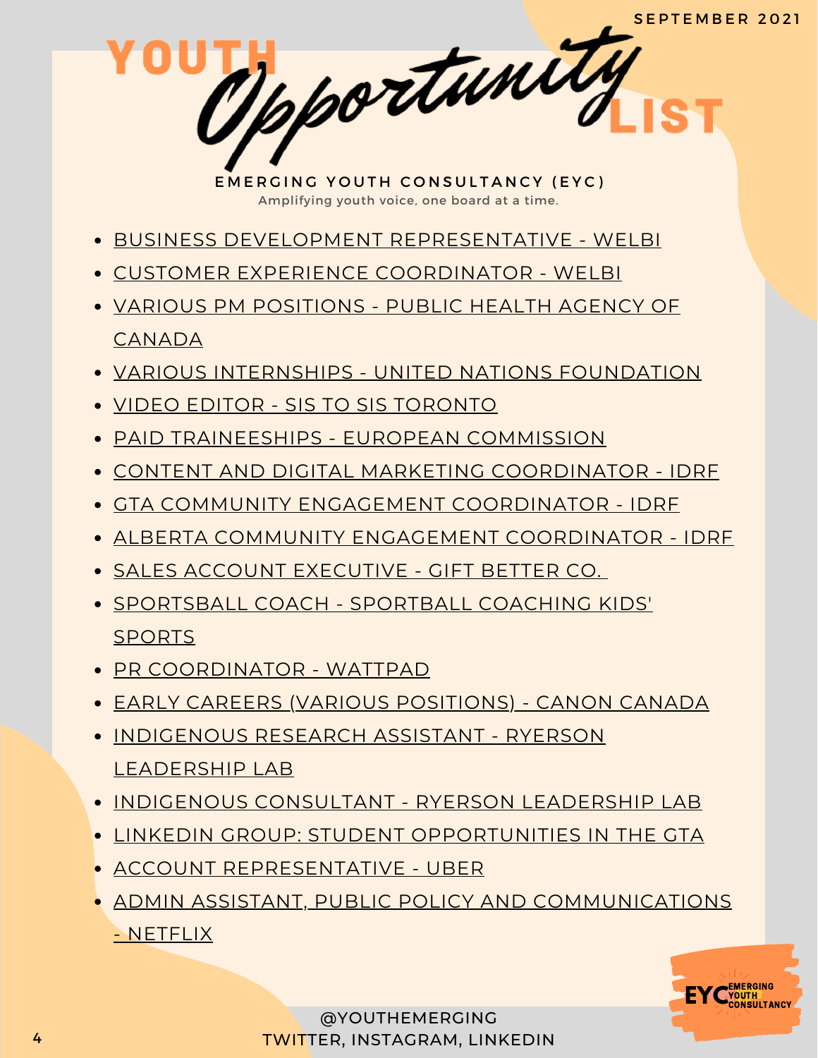SEPTEMBER 2021

# YOUTH Opportunity LIST

**EMERGING YOUTH CONSULTANCY (EYC)**

Amplifying youth voice, one board at a time.

- BUSINESS DEVELOPMENT REPRESENTATIVE - WELBI
- CUSTOMER EXPERIENCE COORDINATOR - WELBI
- VARIOUS PM POSITIONS - PUBLIC HEALTH AGENCY OF CANADA
- VARIOUS INTERNSHIPS - UNITED NATIONS FOUNDATION
- VIDEO EDITOR - SIS TO SIS TORONTO
- PAID TRAINEESHIPS - EUROPEAN COMMISSION
- CONTENT AND DIGITAL MARKETING COORDINATOR - IDRF
- GTA COMMUNITY ENGAGEMENT COORDINATOR - IDRF
- ALBERTA COMMUNITY ENGAGEMENT COORDINATOR - IDRF
- SALES ACCOUNT EXECUTIVE - GIFT BETTER CO.
- SPORTSBALL COACH - SPORTBALL COACHING KIDS' SPORTS
- PR COORDINATOR - WATTPAD
- EARLY CAREERS (VARIOUS POSITIONS) - CANON CANADA
- INDIGENOUS RESEARCH ASSISTANT - RYERSON LEADERSHIP LAB
- INDIGENOUS CONSULTANT - RYERSON LEADERSHIP LAB
- LINKEDIN GROUP: STUDENT OPPORTUNITIES IN THE GTA
- ACCOUNT REPRESENTATIVE - UBER
- ADMIN ASSISTANT, PUBLIC POLICY AND COMMUNICATIONS - NETFLIX

@YOUTHEMERGING
TWITTER, INSTAGRAM, LINKEDIN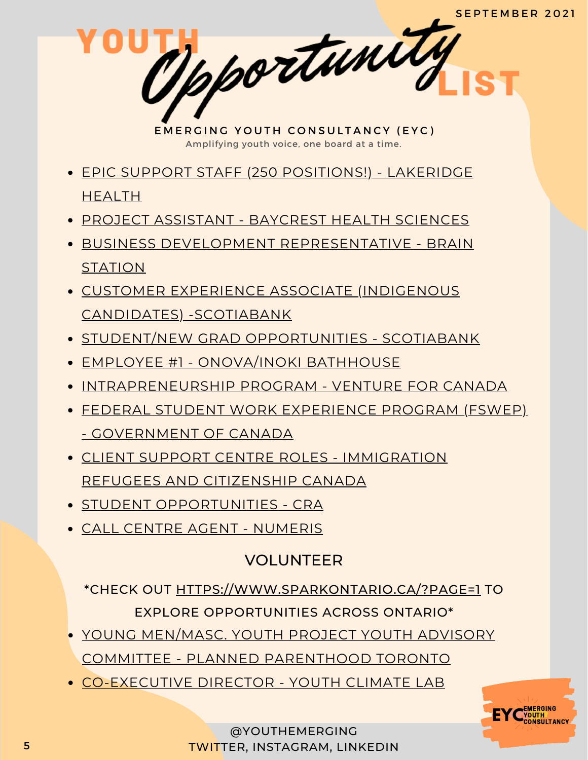SEPTEMBER 2021

# YOUTH *Opportunity* LIST

**EMERGING YOUTH CONSULTANCY (EYC)**

Amplifying youth voice, one board at a time.

- EPIC SUPPORT STAFF (250 POSITIONS!) - LAKERIDGE HEALTH
- PROJECT ASSISTANT - BAYCREST HEALTH SCIENCES
- BUSINESS DEVELOPMENT REPRESENTATIVE - BRAIN STATION
- CUSTOMER EXPERIENCE ASSOCIATE (INDIGENOUS CANDIDATES) -SCOTIABANK
- STUDENT/NEW GRAD OPPORTUNITIES - SCOTIABANK
- EMPLOYEE #1 - ONOVA/INOKI BATHHOUSE
- INTRAPRENEURSHIP PROGRAM - VENTURE FOR CANADA
- FEDERAL STUDENT WORK EXPERIENCE PROGRAM (FSWEP) - GOVERNMENT OF CANADA
- CLIENT SUPPORT CENTRE ROLES - IMMIGRATION REFUGEES AND CITIZENSHIP CANADA
- STUDENT OPPORTUNITIES - CRA
- CALL CENTRE AGENT - NUMERIS

## VOLUNTEER

*CHECK OUT HTTPS://WWW.SPARKONTARIO.CA/?PAGE=1 TO EXPLORE OPPORTUNITIES ACROSS ONTARIO*

- YOUNG MEN/MASC. YOUTH PROJECT YOUTH ADVISORY COMMITTEE - PLANNED PARENTHOOD TORONTO
- CO-EXECUTIVE DIRECTOR - YOUTH CLIMATE LAB

@YOUTHEMERGING
TWITTER, INSTAGRAM, LINKEDIN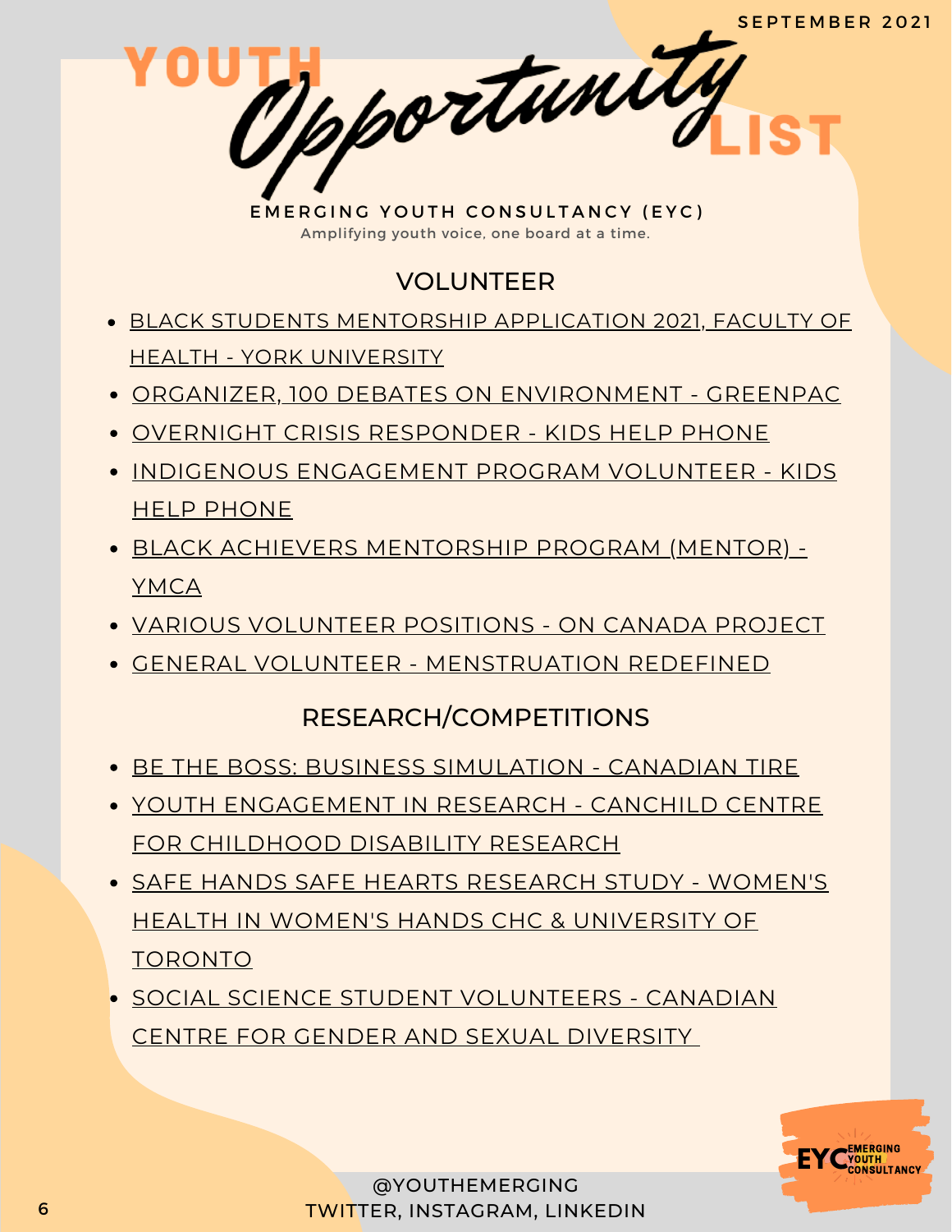SEPTEMBER 2021

# YOUTH *Opportunity* LIST

EMERGING YOUTH CONSULTANCY (EYC)

Amplifying youth voice, one board at a time.

## VOLUNTEER

- BLACK STUDENTS MENTORSHIP APPLICATION 2021, FACULTY OF HEALTH - YORK UNIVERSITY
- ORGANIZER, 100 DEBATES ON ENVIRONMENT - GREENPAC
- OVERNIGHT CRISIS RESPONDER - KIDS HELP PHONE
- INDIGENOUS ENGAGEMENT PROGRAM VOLUNTEER - KIDS HELP PHONE
- BLACK ACHIEVERS MENTORSHIP PROGRAM (MENTOR) - YMCA
- VARIOUS VOLUNTEER POSITIONS - ON CANADA PROJECT
- GENERAL VOLUNTEER - MENSTRUATION REDEFINED

## RESEARCH/COMPETITIONS

- BE THE BOSS: BUSINESS SIMULATION - CANADIAN TIRE
- YOUTH ENGAGEMENT IN RESEARCH - CANCHILD CENTRE FOR CHILDHOOD DISABILITY RESEARCH
- SAFE HANDS SAFE HEARTS RESEARCH STUDY - WOMEN'S HEALTH IN WOMEN'S HANDS CHC & UNIVERSITY OF TORONTO
- SOCIAL SCIENCE STUDENT VOLUNTEERS - CANADIAN CENTRE FOR GENDER AND SEXUAL DIVERSITY

@YOUTHEMERGING
TWITTER, INSTAGRAM, LINKEDIN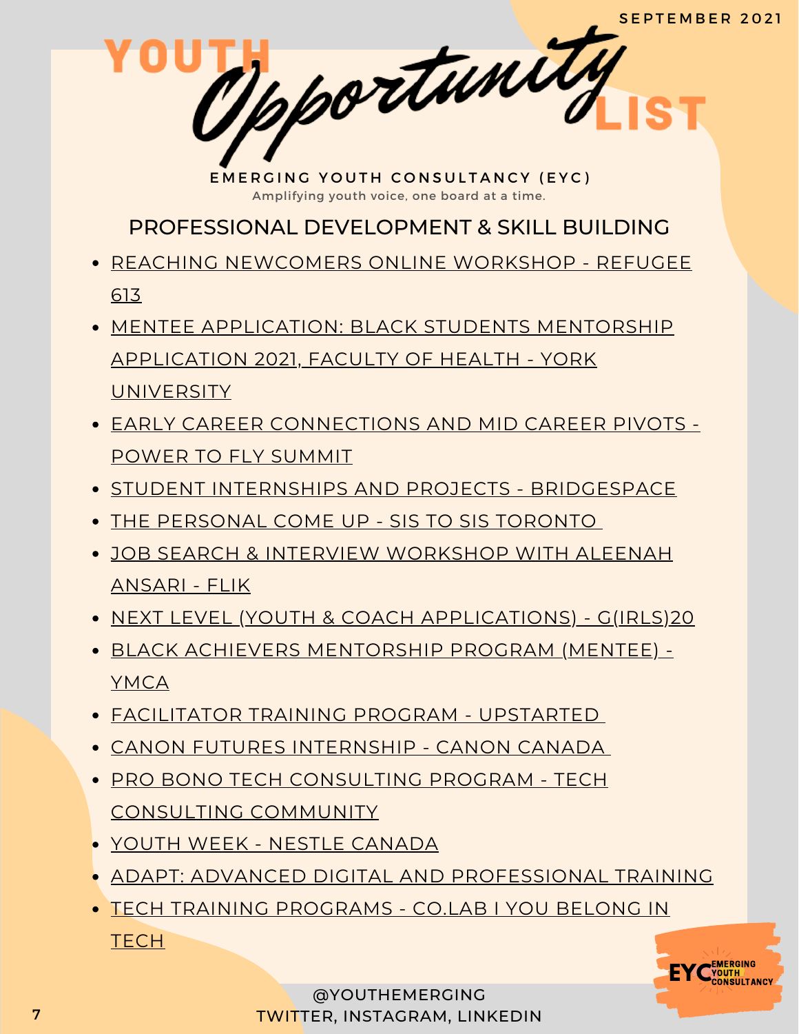SEPTEMBER 2021

# YOUTH *Opportunity* LIST

EMERGING YOUTH CONSULTANCY (EYC)

Amplifying youth voice, one board at a time.

## PROFESSIONAL DEVELOPMENT & SKILL BUILDING

- REACHING NEWCOMERS ONLINE WORKSHOP - REFUGEE 613
- MENTEE APPLICATION: BLACK STUDENTS MENTORSHIP APPLICATION 2021, FACULTY OF HEALTH - YORK UNIVERSITY
- EARLY CAREER CONNECTIONS AND MID CAREER PIVOTS - POWER TO FLY SUMMIT
- STUDENT INTERNSHIPS AND PROJECTS - BRIDGESPACE
- THE PERSONAL COME UP - SIS TO SIS TORONTO
- JOB SEARCH & INTERVIEW WORKSHOP WITH ALEENAH ANSARI - FLIK
- NEXT LEVEL (YOUTH & COACH APPLICATIONS) - G(IRLS)20
- BLACK ACHIEVERS MENTORSHIP PROGRAM (MENTEE) - YMCA
- FACILITATOR TRAINING PROGRAM - UPSTARTED
- CANON FUTURES INTERNSHIP - CANON CANADA
- PRO BONO TECH CONSULTING PROGRAM - TECH CONSULTING COMMUNITY
- YOUTH WEEK - NESTLE CANADA
- ADAPT: ADVANCED DIGITAL AND PROFESSIONAL TRAINING
- TECH TRAINING PROGRAMS - CO.LAB I YOU BELONG IN TECH

EYC EMERGING YOUTH CONSULTANCY

@YOUTHEMERGING
TWITTER, INSTAGRAM, LINKEDIN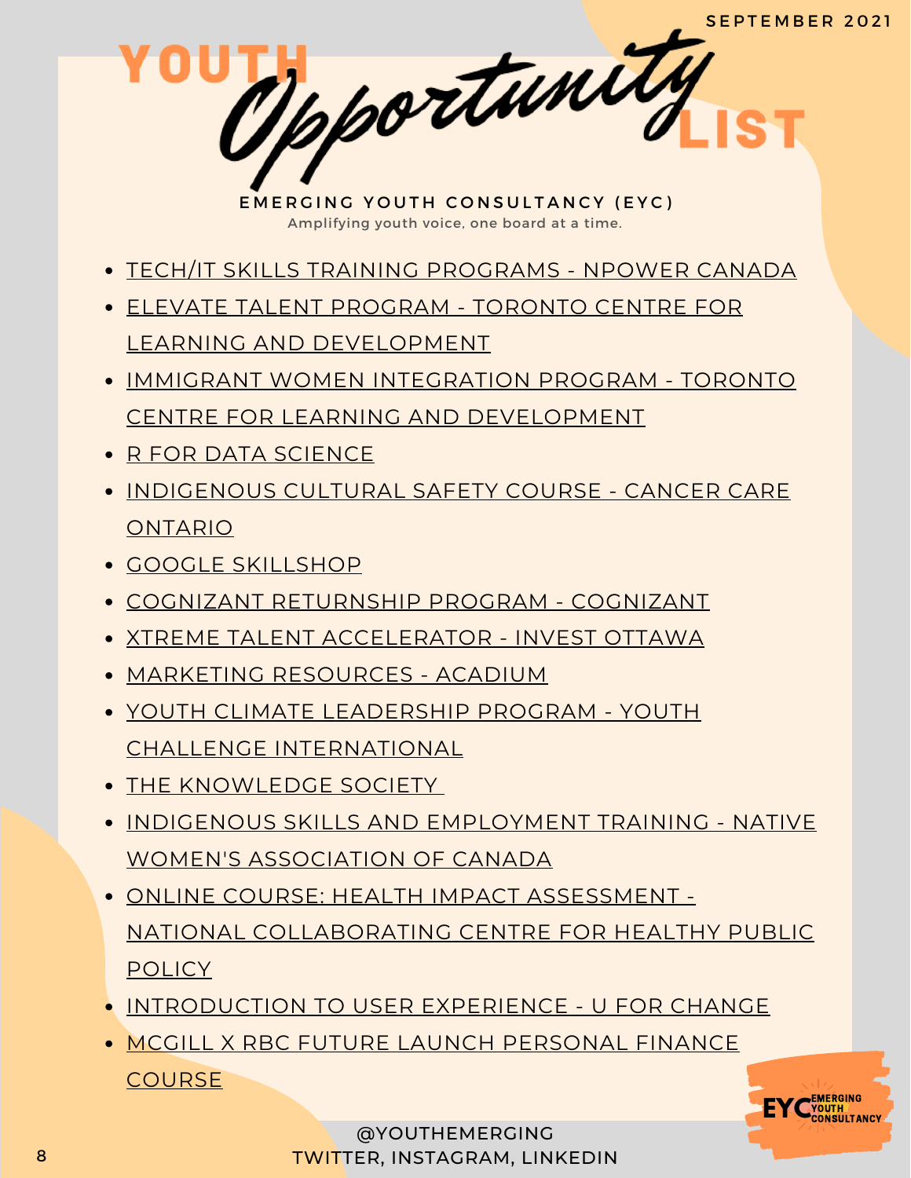SEPTEMBER 2021

# YOUTH Opportunity LIST

**EMERGING YOUTH CONSULTANCY (EYC)**

Amplifying youth voice, one board at a time.

- TECH/IT SKILLS TRAINING PROGRAMS - NPOWER CANADA
- ELEVATE TALENT PROGRAM - TORONTO CENTRE FOR LEARNING AND DEVELOPMENT
- IMMIGRANT WOMEN INTEGRATION PROGRAM - TORONTO CENTRE FOR LEARNING AND DEVELOPMENT
- R FOR DATA SCIENCE
- INDIGENOUS CULTURAL SAFETY COURSE - CANCER CARE ONTARIO
- GOOGLE SKILLSHOP
- COGNIZANT RETURNSHIP PROGRAM - COGNIZANT
- XTREME TALENT ACCELERATOR - INVEST OTTAWA
- MARKETING RESOURCES - ACADIUM
- YOUTH CLIMATE LEADERSHIP PROGRAM - YOUTH CHALLENGE INTERNATIONAL
- THE KNOWLEDGE SOCIETY
- INDIGENOUS SKILLS AND EMPLOYMENT TRAINING - NATIVE WOMEN'S ASSOCIATION OF CANADA
- ONLINE COURSE: HEALTH IMPACT ASSESSMENT - NATIONAL COLLABORATING CENTRE FOR HEALTHY PUBLIC POLICY
- INTRODUCTION TO USER EXPERIENCE - U FOR CHANGE
- MCGILL X RBC FUTURE LAUNCH PERSONAL FINANCE COURSE

@YOUTHEMERGING
TWITTER, INSTAGRAM, LINKEDIN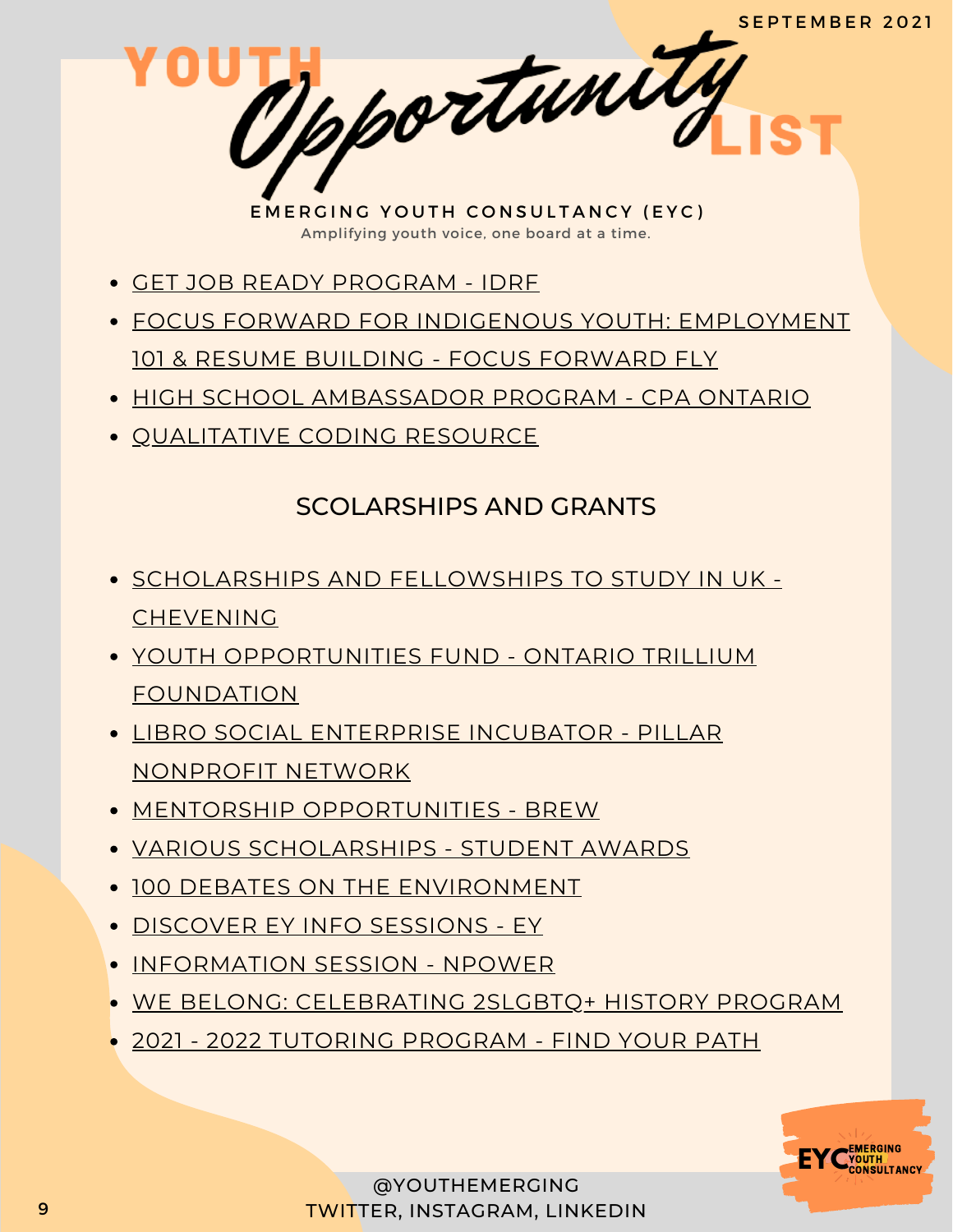# YOUTH *Opportunity* LIST

SEPTEMBER 2021

**EMERGING YOUTH CONSULTANCY (EYC)**

Amplifying youth voice, one board at a time.

- GET JOB READY PROGRAM - IDRF
- FOCUS FORWARD FOR INDIGENOUS YOUTH: EMPLOYMENT 101 & RESUME BUILDING - FOCUS FORWARD FLY
- HIGH SCHOOL AMBASSADOR PROGRAM - CPA ONTARIO
- QUALITATIVE CODING RESOURCE

## SCOLARSHIPS AND GRANTS

- SCHOLARSHIPS AND FELLOWSHIPS TO STUDY IN UK - CHEVENING
- YOUTH OPPORTUNITIES FUND - ONTARIO TRILLIUM FOUNDATION
- LIBRO SOCIAL ENTERPRISE INCUBATOR - PILLAR NONPROFIT NETWORK
- MENTORSHIP OPPORTUNITIES - BREW
- VARIOUS SCHOLARSHIPS - STUDENT AWARDS
- 100 DEBATES ON THE ENVIRONMENT
- DISCOVER EY INFO SESSIONS - EY
- INFORMATION SESSION - NPOWER
- WE BELONG: CELEBRATING 2SLGBTQ+ HISTORY PROGRAM
- 2021 - 2022 TUTORING PROGRAM - FIND YOUR PATH

@YOUTHEMERGING
TWITTER, INSTAGRAM, LINKEDIN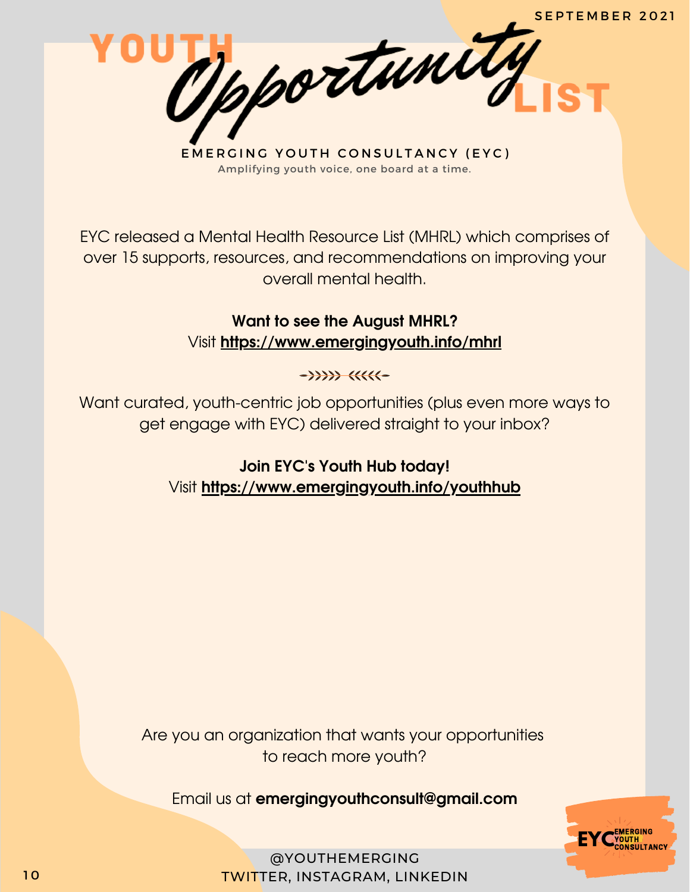SEPTEMBER 2021

# YOUTH *Opportunity* LIST

EMERGING YOUTH CONSULTANCY (EYC)

Amplifying youth voice, one board at a time.

EYC released a Mental Health Resource List (MHRL) which comprises of over 15 supports, resources, and recommendations on improving your overall mental health.

**Want to see the August MHRL?**
Visit **https://www.emergingyouth.info/mhrl**

Want curated, youth-centric job opportunities (plus even more ways to get engage with EYC) delivered straight to your inbox?

**Join EYC's Youth Hub today!**
Visit **https://www.emergingyouth.info/youthhub**

Are you an organization that wants your opportunities to reach more youth?

Email us at **emergingyouthconsult@gmail.com**

@YOUTHEMERGING
TWITTER, INSTAGRAM, LINKEDIN